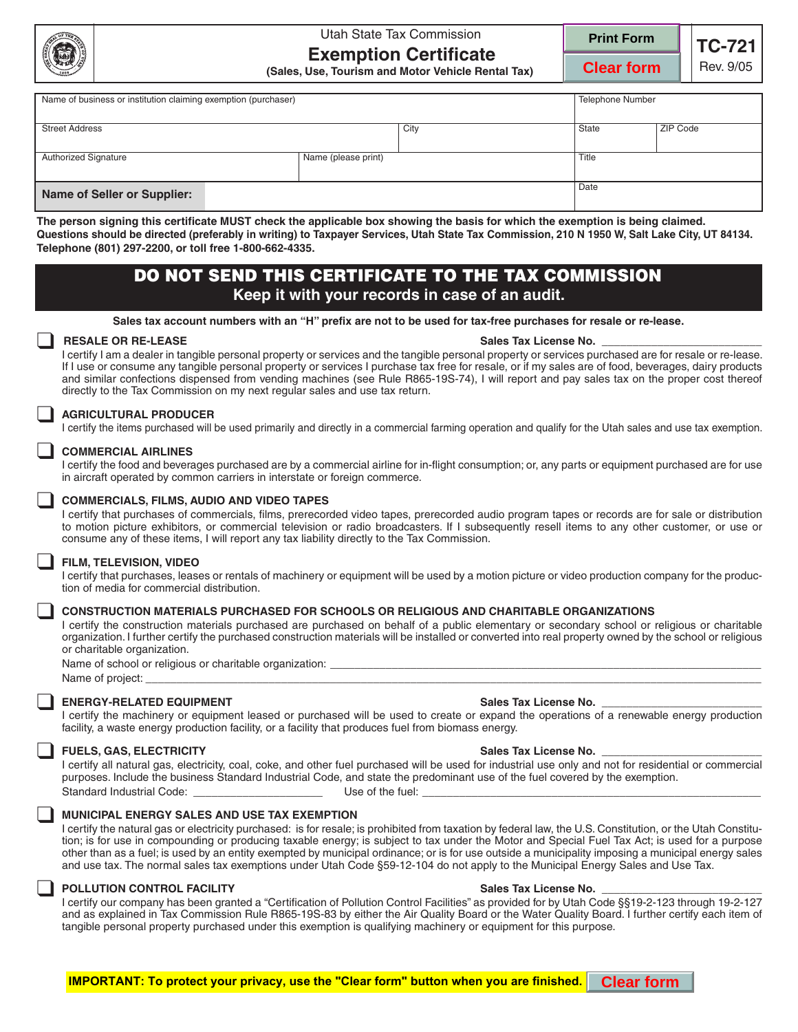Utah State Tax Commission

# Exemption Certificate

**(Sales, Use, Tourism and Motor Vehicle Rental Tax)**

Print Form | Clear form

**TC-721**
Rev. 9/05

| Name of business or institution claiming exemption (purchaser) | | | Telephone Number | |
|---|---|---|---|---|
| Street Address | | City | State | ZIP Code |
| Authorized Signature | Name (please print) | | Title | |
| **Name of Seller or Supplier:** | | | Date | |

**The person signing this certificate MUST check the applicable box showing the basis for which the exemption is being claimed. Questions should be directed (preferably in writing) to Taxpayer Services, Utah State Tax Commission, 210 N 1950 W, Salt Lake City, UT 84134. Telephone (801) 297-2200, or toll free 1-800-662-4335.**

## DO NOT SEND THIS CERTIFICATE TO THE TAX COMMISSION

**Keep it with your records in case of an audit.**

**Sales tax account numbers with an "H" prefix are not to be used for tax-free purchases for resale or re-lease.**

☐ **RESALE OR RE-LEASE** **Sales Tax License No.** ____________________

I certify I am a dealer in tangible personal property or services and the tangible personal property or services purchased are for resale or re-lease. If I use or consume any tangible personal property or services I purchase tax free for resale, or if my sales are of food, beverages, dairy products and similar confections dispensed from vending machines (see Rule R865-19S-74), I will report and pay sales tax on the proper cost thereof directly to the Tax Commission on my next regular sales and use tax return.

☐ **AGRICULTURAL PRODUCER**

I certify the items purchased will be used primarily and directly in a commercial farming operation and qualify for the Utah sales and use tax exemption.

☐ **COMMERCIAL AIRLINES**

I certify the food and beverages purchased are by a commercial airline for in-flight consumption; or, any parts or equipment purchased are for use in aircraft operated by common carriers in interstate or foreign commerce.

☐ **COMMERCIALS, FILMS, AUDIO AND VIDEO TAPES**

I certify that purchases of commercials, films, prerecorded video tapes, prerecorded audio program tapes or records are for sale or distribution to motion picture exhibitors, or commercial television or radio broadcasters. If I subsequently resell items to any other customer, or use or consume any of these items, I will report any tax liability directly to the Tax Commission.

☐ **FILM, TELEVISION, VIDEO**

I certify that purchases, leases or rentals of machinery or equipment will be used by a motion picture or video production company for the production of media for commercial distribution.

☐ **CONSTRUCTION MATERIALS PURCHASED FOR SCHOOLS OR RELIGIOUS AND CHARITABLE ORGANIZATIONS**

I certify the construction materials purchased are purchased on behalf of a public elementary or secondary school or religious or charitable organization. I further certify the purchased construction materials will be installed or converted into real property owned by the school or religious or charitable organization.

Name of school or religious or charitable organization: ____________________

Name of project: ____________________

☐ **ENERGY-RELATED EQUIPMENT** **Sales Tax License No.** ____________________

I certify the machinery or equipment leased or purchased will be used to create or expand the operations of a renewable energy production facility, a waste energy production facility, or a facility that produces fuel from biomass energy.

☐ **FUELS, GAS, ELECTRICITY** **Sales Tax License No.** ____________________

I certify all natural gas, electricity, coal, coke, and other fuel purchased will be used for industrial use only and not for residential or commercial purposes. Include the business Standard Industrial Code, and state the predominant use of the fuel covered by the exemption.

Standard Industrial Code: ____________________ Use of the fuel: ____________________

☐ **MUNICIPAL ENERGY SALES AND USE TAX EXEMPTION**

I certify the natural gas or electricity purchased: is for resale; is prohibited from taxation by federal law, the U.S. Constitution, or the Utah Constitution; is for use in compounding or producing taxable energy; is subject to tax under the Motor and Special Fuel Tax Act; is used for a purpose other than as a fuel; is used by an entity exempted by municipal ordinance; or is for use outside a municipality imposing a municipal energy sales and use tax. The normal sales tax exemptions under Utah Code §59-12-104 do not apply to the Municipal Energy Sales and Use Tax.

☐ **POLLUTION CONTROL FACILITY** **Sales Tax License No.** ____________________

I certify our company has been granted a "Certification of Pollution Control Facilities" as provided for by Utah Code §§19-2-123 through 19-2-127 and as explained in Tax Commission Rule R865-19S-83 by either the Air Quality Board or the Water Quality Board. I further certify each item of tangible personal property purchased under this exemption is qualifying machinery or equipment for this purpose.

**IMPORTANT: To protect your privacy, use the "Clear form" button when you are finished.** Clear form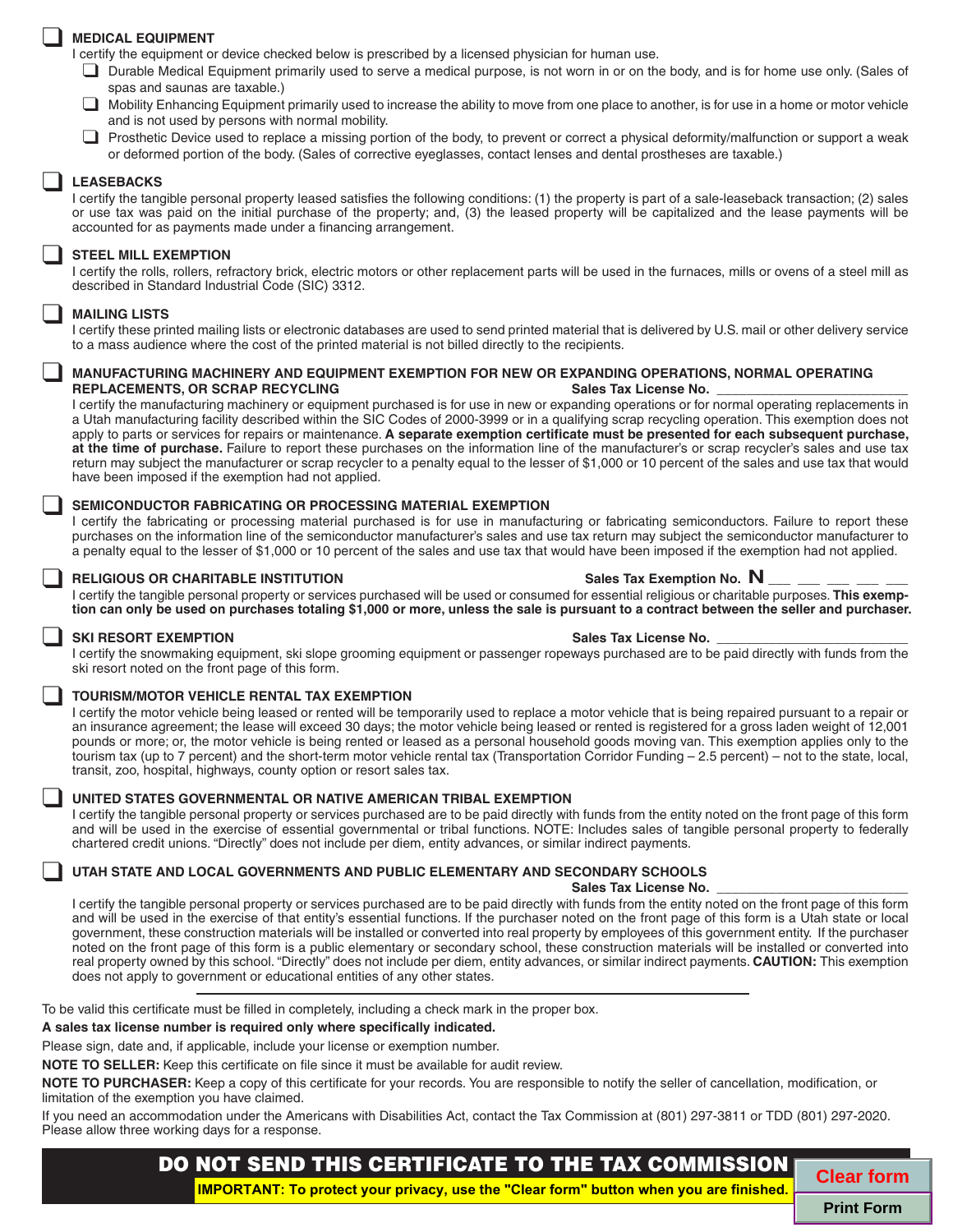- [ ] **MEDICAL EQUIPMENT**

I certify the equipment or device checked below is prescribed by a licensed physician for human use.

- [ ] Durable Medical Equipment primarily used to serve a medical purpose, is not worn in or on the body, and is for home use only. (Sales of spas and saunas are taxable.)
- [ ] Mobility Enhancing Equipment primarily used to increase the ability to move from one place to another, is for use in a home or motor vehicle and is not used by persons with normal mobility.
- [ ] Prosthetic Device used to replace a missing portion of the body, to prevent or correct a physical deformity/malfunction or support a weak or deformed portion of the body. (Sales of corrective eyeglasses, contact lenses and dental prostheses are taxable.)

- [ ] **LEASEBACKS**

I certify the tangible personal property leased satisfies the following conditions: (1) the property is part of a sale-leaseback transaction; (2) sales or use tax was paid on the initial purchase of the property; and, (3) the leased property will be capitalized and the lease payments will be accounted for as payments made under a financing arrangement.

- [ ] **STEEL MILL EXEMPTION**

I certify the rolls, rollers, refractory brick, electric motors or other replacement parts will be used in the furnaces, mills or ovens of a steel mill as described in Standard Industrial Code (SIC) 3312.

- [ ] **MAILING LISTS**

I certify these printed mailing lists or electronic databases are used to send printed material that is delivered by U.S. mail or other delivery service to a mass audience where the cost of the printed material is not billed directly to the recipients.

- [ ] **MANUFACTURING MACHINERY AND EQUIPMENT EXEMPTION FOR NEW OR EXPANDING OPERATIONS, NORMAL OPERATING REPLACEMENTS, OR SCRAP RECYCLING**

**Sales Tax License No.** ________________________

I certify the manufacturing machinery or equipment purchased is for use in new or expanding operations or for normal operating replacements in a Utah manufacturing facility described within the SIC Codes of 2000-3999 or in a qualifying scrap recycling operation. This exemption does not apply to parts or services for repairs or maintenance. **A separate exemption certificate must be presented for each subsequent purchase, at the time of purchase.** Failure to report these purchases on the information line of the manufacturer's or scrap recycler's sales and use tax return may subject the manufacturer or scrap recycler to a penalty equal to the lesser of $1,000 or 10 percent of the sales and use tax that would have been imposed if the exemption had not applied.

- [ ] **SEMICONDUCTOR FABRICATING OR PROCESSING MATERIAL EXEMPTION**

I certify the fabricating or processing material purchased is for use in manufacturing or fabricating semiconductors. Failure to report these purchases on the information line of the semiconductor manufacturer's sales and use tax return may subject the semiconductor manufacturer to a penalty equal to the lesser of $1,000 or 10 percent of the sales and use tax that would have been imposed if the exemption had not applied.

- [ ] **RELIGIOUS OR CHARITABLE INSTITUTION**

**Sales Tax Exemption No. N** ___ ___ ___ ___ ___ ___

I certify the tangible personal property or services purchased will be used or consumed for essential religious or charitable purposes. **This exemption can only be used on purchases totaling $1,000 or more, unless the sale is pursuant to a contract between the seller and purchaser.**

- [ ] **SKI RESORT EXEMPTION**

**Sales Tax License No.** ________________________

I certify the snowmaking equipment, ski slope grooming equipment or passenger ropeways purchased are to be paid directly with funds from the ski resort noted on the front page of this form.

- [ ] **TOURISM/MOTOR VEHICLE RENTAL TAX EXEMPTION**

I certify the motor vehicle being leased or rented will be temporarily used to replace a motor vehicle that is being repaired pursuant to a repair or an insurance agreement; the lease will exceed 30 days; the motor vehicle being leased or rented is registered for a gross laden weight of 12,001 pounds or more; or, the motor vehicle is being rented or leased as a personal household goods moving van. This exemption applies only to the tourism tax (up to 7 percent) and the short-term motor vehicle rental tax (Transportation Corridor Funding – 2.5 percent) – not to the state, local, transit, zoo, hospital, highways, county option or resort sales tax.

- [ ] **UNITED STATES GOVERNMENTAL OR NATIVE AMERICAN TRIBAL EXEMPTION**

I certify the tangible personal property or services purchased are to be paid directly with funds from the entity noted on the front page of this form and will be used in the exercise of essential governmental or tribal functions. NOTE: Includes sales of tangible personal property to federally chartered credit unions. "Directly" does not include per diem, entity advances, or similar indirect payments.

- [ ] **UTAH STATE AND LOCAL GOVERNMENTS AND PUBLIC ELEMENTARY AND SECONDARY SCHOOLS**

**Sales Tax License No.** ________________________

I certify the tangible personal property or services purchased are to be paid directly with funds from the entity noted on the front page of this form and will be used in the exercise of that entity's essential functions. If the purchaser noted on the front page of this form is a Utah state or local government, these construction materials will be installed or converted into real property by employees of this government entity. If the purchaser noted on the front page of this form is a public elementary or secondary school, these construction materials will be installed or converted into real property owned by this school. "Directly" does not include per diem, entity advances, or similar indirect payments. **CAUTION:** This exemption does not apply to government or educational entities of any other states.

---

To be valid this certificate must be filled in completely, including a check mark in the proper box.

**A sales tax license number is required only where specifically indicated.**

Please sign, date and, if applicable, include your license or exemption number.

**NOTE TO SELLER:** Keep this certificate on file since it must be available for audit review.

**NOTE TO PURCHASER:** Keep a copy of this certificate for your records. You are responsible to notify the seller of cancellation, modification, or limitation of the exemption you have claimed.

If you need an accommodation under the Americans with Disabilities Act, contact the Tax Commission at (801) 297-3811 or TDD (801) 297-2020. Please allow three working days for a response.

**DO NOT SEND THIS CERTIFICATE TO THE TAX COMMISSION**

**IMPORTANT: To protect your privacy, use the "Clear form" button when you are finished.**

Clear form

Print Form